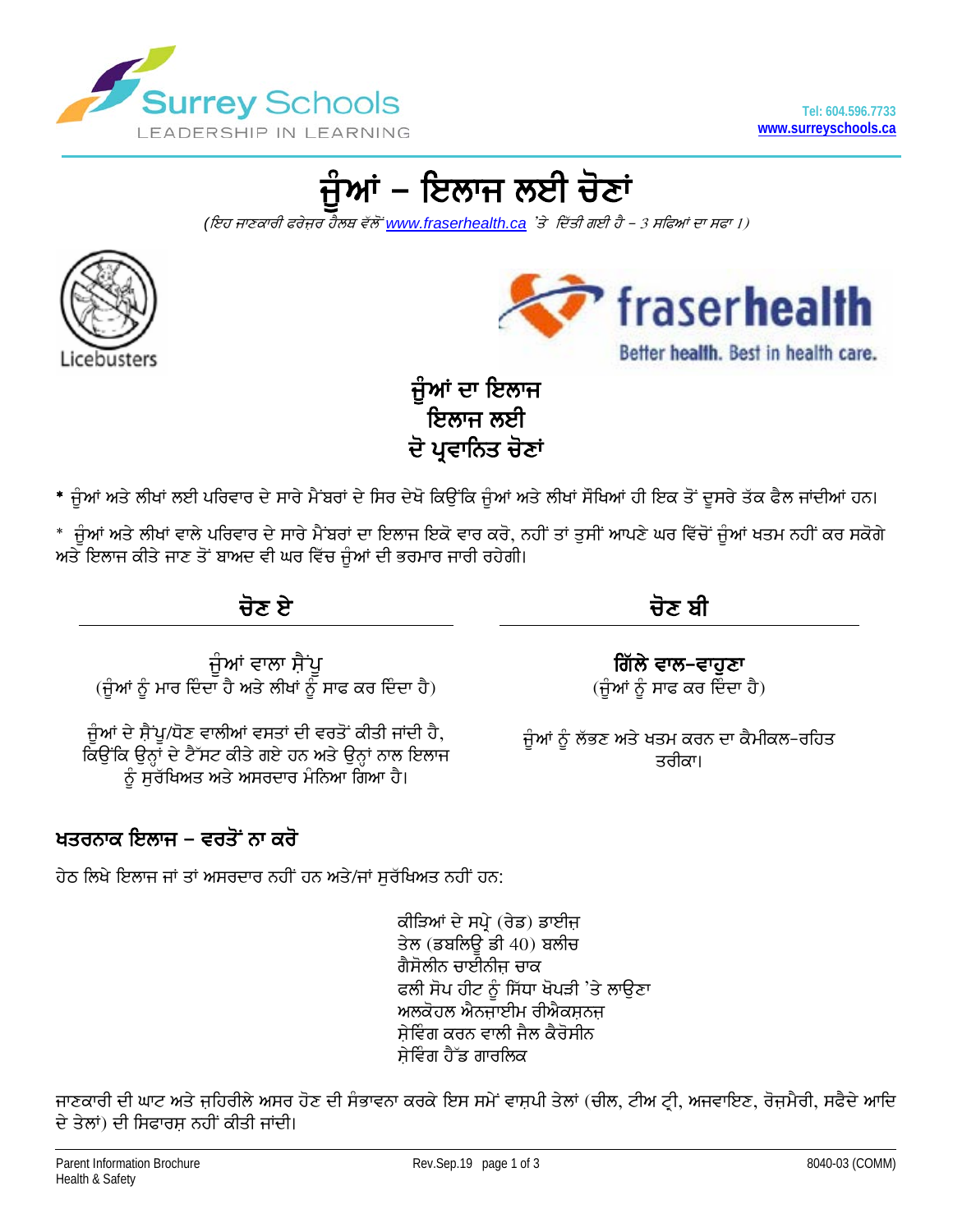Surrey Schools
LEADERSHIP IN LEARNING

Tel: 604.596.7733
www.surreyschools.ca

# ਜੂੰਆਂ – ਇਲਾਜ ਲਈ ਚੋਣਾਂ

*(ਇਹ ਜਾਣਕਾਰੀ ਫਰੇਜ਼ਰ ਹੈਲਥ ਵੱਲੋਂ www.fraserhealth.ca 'ਤੇ ਦਿੱਤੀ ਗਈ ਹੈ – 3 ਸਫਿਆਂ ਦਾ ਸਫਾ 1)*

Licebusters

fraserhealth
Better health. Best in health care.

## ਜੂੰਆਂ ਦਾ ਇਲਾਜ ਇਲਾਜ ਲਈ ਦੋ ਪ੍ਰਵਾਨਿਤ ਚੋਣਾਂ

**\*** ਜੂੰਆਂ ਅਤੇ ਲੀਖਾਂ ਲਈ ਪਰਿਵਾਰ ਦੇ ਸਾਰੇ ਮੈਂਬਰਾਂ ਦੇ ਸਿਰ ਦੇਖੋ ਕਿਉਂਕਿ ਜੂੰਆਂ ਅਤੇ ਲੀਖਾਂ ਸੌਖਿਆਂ ਹੀ ਇਕ ਤੋਂ ਦੂਸਰੇ ਤੱਕ ਫੈਲ ਜਾਂਦੀਆਂ ਹਨ।

\* ਜੂੰਆਂ ਅਤੇ ਲੀਖਾਂ ਵਾਲੇ ਪਰਿਵਾਰ ਦੇ ਸਾਰੇ ਮੈਂਬਰਾਂ ਦਾ ਇਲਾਜ ਇਕੋ ਵਾਰ ਕਰੋ, ਨਹੀਂ ਤਾਂ ਤੁਸੀਂ ਆਪਣੇ ਘਰ ਵਿੱਚੋਂ ਜੂੰਆਂ ਖਤਮ ਨਹੀਂ ਕਰ ਸਕੋਗੇ ਅਤੇ ਇਲਾਜ ਕੀਤੇ ਜਾਣ ਤੋਂ ਬਾਅਦ ਵੀ ਘਰ ਵਿੱਚ ਜੂੰਆਂ ਦੀ ਭਰਮਾਰ ਜਾਰੀ ਰਹੇਗੀ।

### ਚੋਣ ਏ

ਜੂੰਆਂ ਵਾਲਾ ਸ਼ੈਂਪੂ
(ਜੂੰਆਂ ਨੂੰ ਮਾਰ ਦਿੰਦਾ ਹੈ ਅਤੇ ਲੀਖਾਂ ਨੂੰ ਸਾਫ ਕਰ ਦਿੰਦਾ ਹੈ)

ਜੂੰਆਂ ਦੇ ਸ਼ੈਂਪੂ/ਧੋਣ ਵਾਲੀਆਂ ਵਸਤਾਂ ਦੀ ਵਰਤੋਂ ਕੀਤੀ ਜਾਂਦੀ ਹੈ, ਕਿਉਂਕਿ ਉਨ੍ਹਾਂ ਦੇ ਟੈੱਸਟ ਕੀਤੇ ਗਏ ਹਨ ਅਤੇ ਉਨ੍ਹਾਂ ਨਾਲ ਇਲਾਜ ਨੂੰ ਸੁਰੱਖਿਅਤ ਅਤੇ ਅਸਰਦਾਰ ਮੰਨਿਆ ਗਿਆ ਹੈ।

### ਚੋਣ ਬੀ

**ਗਿੱਲੇ ਵਾਲ–ਵਾਹੁਣਾ**
(ਜੂੰਆਂ ਨੂੰ ਸਾਫ ਕਰ ਦਿੰਦਾ ਹੈ)

ਜੂੰਆਂ ਨੂੰ ਲੱਭਣ ਅਤੇ ਖਤਮ ਕਰਨ ਦਾ ਕੈਮੀਕਲ–ਰਹਿਤ ਤਰੀਕਾ।

### ਖਤਰਨਾਕ ਇਲਾਜ – ਵਰਤੋਂ ਨਾ ਕਰੋ

ਹੇਠ ਲਿਖੇ ਇਲਾਜ ਜਾਂ ਤਾਂ ਅਸਰਦਾਰ ਨਹੀਂ ਹਨ ਅਤੇ/ਜਾਂ ਸੁਰੱਖਿਅਤ ਨਹੀਂ ਹਨ:

ਕੀੜਿਆਂ ਦੇ ਸਪ੍ਰੇ (ਰੇਡ) ਡਾਈਜ਼
ਤੇਲ (ਡਬਲਿਊ ਡੀ 40) ਬਲੀਚ
ਗੈਸੋਲੀਨ ਚਾਈਨੀਜ਼ ਚਾਕ
ਫਲੀ ਸੋਪ ਹੀਟ ਨੂੰ ਸਿੱਧਾ ਖੋਪੜੀ 'ਤੇ ਲਾਉਣਾ
ਅਲਕੋਹਲ ਐਨਜ਼ਾਈਮ ਰੀਐਕਸ਼ਨਜ਼
ਸ਼ੇਵਿੰਗ ਕਰਨ ਵਾਲੀ ਜੈਲ ਕੈਰੋਸੀਨ
ਸ਼ੇਵਿੰਗ ਹੈੱਡ ਗਾਰਲਿਕ

ਜਾਣਕਾਰੀ ਦੀ ਘਾਟ ਅਤੇ ਜ਼ਹਿਰੀਲੇ ਅਸਰ ਹੋਣ ਦੀ ਸੰਭਾਵਨਾ ਕਰਕੇ ਇਸ ਸਮੇਂ ਵਾਸ਼ਪੀ ਤੇਲਾਂ (ਚੀਲ, ਟੀਅ ਟ੍ਰੀ, ਅਜਵਾਇਣ, ਰੋਜ਼ਮੈਰੀ, ਸਫੈਦੇ ਆਦਿ ਦੇ ਤੇਲਾਂ) ਦੀ ਸਿਫਾਰਸ਼ ਨਹੀਂ ਕੀਤੀ ਜਾਂਦੀ।

Parent Information Brochure
Health & Safety

Rev.Sep.19

8040-03 (COMM)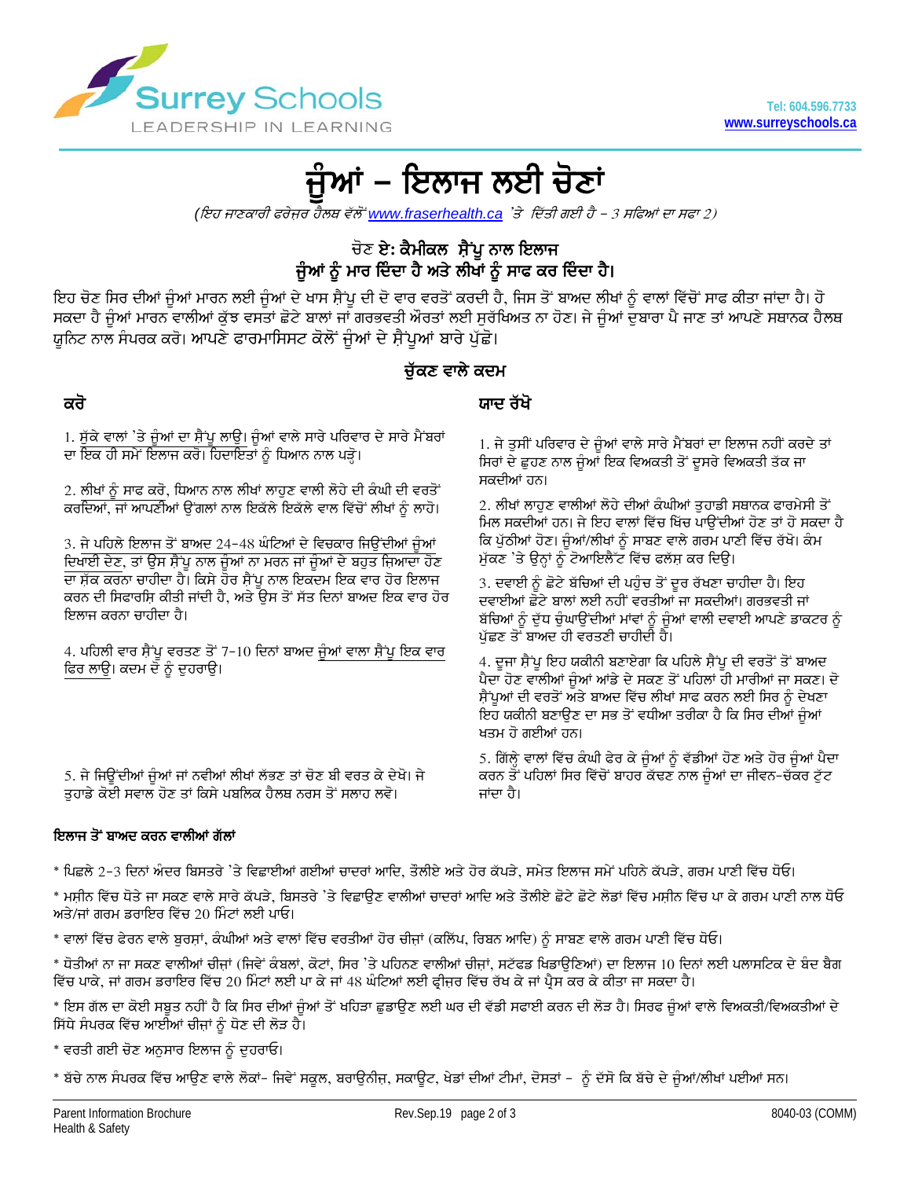# ਜੂੰਆਂ – ਇਲਾਜ ਲਈ ਚੋਣਾਂ

*(ਇਹ ਜਾਣਕਾਰੀ ਫਰੇਜ਼ਰ ਹੈਲਥ ਵੱਲੋਂ www.fraserhealth.ca 'ਤੇ ਦਿੱਤੀ ਗਈ ਹੈ – 3 ਸਫਿਆਂ ਦਾ ਸਫਾ 2)*

## ਚੋਣ ਏ: ਕੈਮੀਕਲ ਸ਼ੈਂਪੂ ਨਾਲ ਇਲਾਜ
## ਜੂੰਆਂ ਨੂੰ ਮਾਰ ਦਿੰਦਾ ਹੈ ਅਤੇ ਲੀਖਾਂ ਨੂੰ ਸਾਫ ਕਰ ਦਿੰਦਾ ਹੈ।

ਇਹ ਚੋਣ ਸਿਰ ਦੀਆਂ ਜੂੰਆਂ ਮਾਰਨ ਲਈ ਜੂੰਆਂ ਦੇ ਖਾਸ ਸ਼ੈਂਪੂ ਦੀ ਦੋ ਵਾਰ ਵਰਤੋਂ ਕਰਦੀ ਹੈ, ਜਿਸ ਤੋਂ ਬਾਅਦ ਲੀਖਾਂ ਨੂੰ ਵਾਲਾਂ ਵਿੱਚੋਂ ਸਾਫ ਕੀਤਾ ਜਾਂਦਾ ਹੈ। ਹੋ ਸਕਦਾ ਹੈ ਜੂੰਆਂ ਮਾਰਨ ਵਾਲੀਆਂ ਕੁੱਝ ਵਸਤਾਂ ਛੋਟੇ ਬਾਲਾਂ ਜਾਂ ਗਰਭਵਤੀ ਔਰਤਾਂ ਲਈ ਸੁਰੱਖਿਅਤ ਨਾ ਹੋਣ। ਜੇ ਜੂੰਆਂ ਦੁਬਾਰਾ ਪੈ ਜਾਣ ਤਾਂ ਆਪਣੇ ਸਥਾਨਕ ਹੈਲਥ ਯੂਨਿਟ ਨਾਲ ਸੰਪਰਕ ਕਰੋ। ਆਪਣੇ ਫਾਰਮਾਸਿਸਟ ਕੋਲੋਂ ਜੂੰਆਂ ਦੇ ਸ਼ੈਂਪੂਆਂ ਬਾਰੇ ਪੁੱਛੋ।

### ਚੁੱਕਣ ਵਾਲੇ ਕਦਮ

#### ਕਰੋ

1. ਸੁੱਕੇ ਵਾਲਾਂ 'ਤੇ ਜੂੰਆਂ ਦਾ ਸ਼ੈਂਪੂ ਲਾਉ। ਜੂੰਆਂ ਵਾਲੇ ਸਾਰੇ ਪਰਿਵਾਰ ਦੇ ਸਾਰੇ ਮੈਂਬਰਾਂ ਦਾ ਇਕ ਹੀ ਸਮੇਂ ਇਲਾਜ ਕਰੋ। ਹਿਦਾਇਤਾਂ ਨੂੰ ਧਿਆਨ ਨਾਲ ਪੜ੍ਹੋ।

2. ਲੀਖਾਂ ਨੂੰ ਸਾਫ ਕਰੋ, ਧਿਆਨ ਨਾਲ ਲੀਖਾਂ ਲਾਹੁਣ ਵਾਲੀ ਲੋਹੇ ਦੀ ਕੰਘੀ ਦੀ ਵਰਤੋਂ ਕਰਦਿਆਂ, ਜਾਂ ਆਪਣੀਆਂ ਉਂਗਲਾਂ ਨਾਲ ਇਕੱਲੇ ਇਕੱਲੇ ਵਾਲ ਵਿੱਚੋਂ ਲੀਖਾਂ ਨੂੰ ਲਾਹੋ।

3. ਜੇ ਪਹਿਲੇ ਇਲਾਜ ਤੋਂ ਬਾਅਦ 24-48 ਘੰਟਿਆਂ ਦੇ ਵਿਚਕਾਰ ਜਿਉਂਦੀਆਂ ਜੂੰਆਂ ਦਿਖਾਈ ਦੇਣ, ਤਾਂ ਉਸ ਸ਼ੈਂਪੂ ਨਾਲ ਜੂੰਆਂ ਨਾ ਮਰਨ ਜਾਂ ਜੂੰਆਂ ਦੇ ਬਹੁਤ ਜ਼ਿਆਦਾ ਹੋਣ ਦਾ ਸ਼ੱਕ ਕਰਨਾ ਚਾਹੀਦਾ ਹੈ। ਕਿਸੇ ਹੋਰ ਸ਼ੈਂਪੂ ਨਾਲ ਇਕਦਮ ਇਕ ਵਾਰ ਹੋਰ ਇਲਾਜ ਕਰਨ ਦੀ ਸਿਫਾਰਸ਼ ਕੀਤੀ ਜਾਂਦੀ ਹੈ, ਅਤੇ ਉਸ ਤੋਂ ਸੱਤ ਦਿਨਾਂ ਬਾਅਦ ਇਕ ਵਾਰ ਹੋਰ ਇਲਾਜ ਕਰਨਾ ਚਾਹੀਦਾ ਹੈ।

4. ਪਹਿਲੀ ਵਾਰ ਸ਼ੈਂਪੂ ਵਰਤਣ ਤੋਂ 7-10 ਦਿਨਾਂ ਬਾਅਦ ਜੂੰਆਂ ਵਾਲਾ ਸ਼ੈਂਪੂ ਇਕ ਵਾਰ ਫਿਰ ਲਾਉ। ਕਦਮ ਦੋ ਨੂੰ ਦੁਹਰਾਉ।

5. ਜੇ ਜਿਉਂਦੀਆਂ ਜੂੰਆਂ ਜਾਂ ਨਵੀਆਂ ਲੀਖਾਂ ਲੱਭਣ ਤਾਂ ਚੋਣ ਬੀ ਵਰਤ ਕੇ ਦੇਖੋ। ਜੇ ਤੁਹਾਡੇ ਕੋਈ ਸਵਾਲ ਹੋਣ ਤਾਂ ਕਿਸੇ ਪਬਲਿਕ ਹੈਲਥ ਨਰਸ ਤੋਂ ਸਲਾਹ ਲਵੋ।

#### ਯਾਦ ਰੱਖੋ

1. ਜੇ ਤੁਸੀਂ ਪਰਿਵਾਰ ਦੇ ਜੂੰਆਂ ਵਾਲੇ ਸਾਰੇ ਮੈਂਬਰਾਂ ਦਾ ਇਲਾਜ ਨਹੀਂ ਕਰਦੇ ਤਾਂ ਸਿਰਾਂ ਦੇ ਛੂਹਣ ਨਾਲ ਜੂੰਆਂ ਇਕ ਵਿਅਕਤੀ ਤੋਂ ਦੂਸਰੇ ਵਿਅਕਤੀ ਤੱਕ ਜਾ ਸਕਦੀਆਂ ਹਨ।

2. ਲੀਖਾਂ ਲਾਹੁਣ ਵਾਲੀਆਂ ਲੋਹੇ ਦੀਆਂ ਕੰਘੀਆਂ ਤੁਹਾਡੀ ਸਥਾਨਕ ਫਾਰਮੇਸੀ ਤੋਂ ਮਿਲ ਸਕਦੀਆਂ ਹਨ। ਜੇ ਇਹ ਵਾਲਾਂ ਵਿੱਚ ਖਿੱਚ ਪਾਉਂਦੀਆਂ ਹੋਣ ਤਾਂ ਹੋ ਸਕਦਾ ਹੈ ਕਿ ਪੁੱਠੀਆਂ ਹੋਣ। ਜੂੰਆਂ/ਲੀਖਾਂ ਨੂੰ ਸਾਬਣ ਵਾਲੇ ਗਰਮ ਪਾਣੀ ਵਿੱਚ ਰੱਖੋ। ਕੰਮ ਮੁੱਕਣ 'ਤੇ ਉਨ੍ਹਾਂ ਨੂੰ ਟੋਆਇਲੈਟ ਵਿੱਚ ਫਲੱਸ਼ ਕਰ ਦਿਉ।

3. ਦਵਾਈ ਨੂੰ ਛੋਟੇ ਬੱਚਿਆਂ ਦੀ ਪਹੁੰਚ ਤੋਂ ਦੂਰ ਰੱਖਣਾ ਚਾਹੀਦਾ ਹੈ। ਇਹ ਦਵਾਈਆਂ ਛੋਟੇ ਬਾਲਾਂ ਲਈ ਨਹੀਂ ਵਰਤੀਆਂ ਜਾ ਸਕਦੀਆਂ। ਗਰਭਵਤੀ ਜਾਂ ਬੱਚਿਆਂ ਨੂੰ ਦੁੱਧ ਚੁੰਘਾਉਂਦੀਆਂ ਮਾਂਵਾਂ ਨੂੰ ਜੂੰਆਂ ਵਾਲੀ ਦਵਾਈ ਆਪਣੇ ਡਾਕਟਰ ਨੂੰ ਪੁੱਛਣ ਤੋਂ ਬਾਅਦ ਹੀ ਵਰਤਣੀ ਚਾਹੀਦੀ ਹੈ।

4. ਦੂਜਾ ਸ਼ੈਂਪੂ ਇਹ ਯਕੀਨੀ ਬਣਾਏਗਾ ਕਿ ਪਹਿਲੇ ਸ਼ੈਂਪੂ ਦੀ ਵਰਤੋਂ ਤੋਂ ਬਾਅਦ ਪੈਦਾ ਹੋਣ ਵਾਲੀਆਂ ਜੂੰਆਂ ਆਂਡੇ ਦੇ ਸਕਣ ਤੋਂ ਪਹਿਲਾਂ ਹੀ ਮਾਰੀਆਂ ਜਾ ਸਕਣ। ਦੋ ਸ਼ੈਂਪੂਆਂ ਦੀ ਵਰਤੋਂ ਅਤੇ ਬਾਅਦ ਵਿੱਚ ਲੀਖਾਂ ਸਾਫ ਕਰਨ ਲਈ ਸਿਰ ਨੂੰ ਦੇਖਣਾ ਇਹ ਯਕੀਨੀ ਬਣਾਉਣ ਦਾ ਸਭ ਤੋਂ ਵਧੀਆ ਤਰੀਕਾ ਹੈ ਕਿ ਸਿਰ ਦੀਆਂ ਜੂੰਆਂ ਖਤਮ ਹੋ ਗਈਆਂ ਹਨ।

5. ਗਿੱਲ੍ਹੇ ਵਾਲਾਂ ਵਿੱਚ ਕੰਘੀ ਫੇਰ ਕੇ ਜੂੰਆਂ ਨੂੰ ਵੱਡੀਆਂ ਹੋਣ ਅਤੇ ਹੋਰ ਜੂੰਆਂ ਪੈਦਾ ਕਰਨ ਤੋਂ ਪਹਿਲਾਂ ਸਿਰ ਵਿੱਚੋਂ ਬਾਹਰ ਕੱਢਣ ਨਾਲ ਜੂੰਆਂ ਦਾ ਜੀਵਨ-ਚੱਕਰ ਟੁੱਟ ਜਾਂਦਾ ਹੈ।

#### ਇਲਾਜ ਤੋਂ ਬਾਅਦ ਕਰਨ ਵਾਲੀਆਂ ਗੱਲਾਂ

* ਪਿਛਲੇ 2-3 ਦਿਨਾਂ ਅੰਦਰ ਬਿਸਤਰੇ 'ਤੇ ਵਿਛਾਈਆਂ ਗਈਆਂ ਚਾਦਰਾਂ ਆਦਿ, ਤੌਲੀਏ ਅਤੇ ਹੋਰ ਕੱਪੜੇ, ਸਮੇਤ ਇਲਾਜ ਸਮੇਂ ਪਹਿਨੇ ਕੱਪੜੇ, ਗਰਮ ਪਾਣੀ ਵਿੱਚ ਧੋਓ।

* ਮਸ਼ੀਨ ਵਿੱਚ ਧੋਤੇ ਜਾ ਸਕਣ ਵਾਲੇ ਸਾਰੇ ਕੱਪੜੇ, ਬਿਸਤਰੇ 'ਤੇ ਵਿਛਾਉਣ ਵਾਲੀਆਂ ਚਾਦਰਾਂ ਆਦਿ ਅਤੇ ਤੌਲੀਏ ਛੋਟੇ ਛੋਟੇ ਲੋਡਾਂ ਵਿੱਚ ਮਸ਼ੀਨ ਵਿੱਚ ਪਾ ਕੇ ਗਰਮ ਪਾਣੀ ਨਾਲ ਧੋਓ ਅਤੇ/ਜਾਂ ਗਰਮ ਡਰਾਇਰ ਵਿੱਚ 20 ਮਿੰਟਾਂ ਲਈ ਪਾਓ।

* ਵਾਲਾਂ ਵਿੱਚ ਫੇਰਨ ਵਾਲੇ ਬੁਰਸ਼ਾਂ, ਕੰਘੀਆਂ ਅਤੇ ਵਾਲਾਂ ਵਿੱਚ ਵਰਤੀਆਂ ਹੋਰ ਚੀਜ਼ਾਂ (ਕਲਿੱਪ, ਰਿਬਨ ਆਦਿ) ਨੂੰ ਸਾਬਣ ਵਾਲੇ ਗਰਮ ਪਾਣੀ ਵਿੱਚ ਧੋਓ।

* ਧੋਤੀਆਂ ਨਾ ਜਾ ਸਕਣ ਵਾਲੀਆਂ ਚੀਜ਼ਾਂ (ਜਿਵੇਂ ਕੰਬਲਾਂ, ਕੋਟਾਂ, ਸਿਰ 'ਤੇ ਪਹਿਨਣ ਵਾਲੀਆਂ ਚੀਜ਼ਾਂ, ਸਟੱਫਡ ਖਿਡਾਉਣਿਆਂ) ਦਾ ਇਲਾਜ 10 ਦਿਨਾਂ ਲਈ ਪਲਾਸਟਿਕ ਦੇ ਬੰਦ ਬੈਗ ਵਿੱਚ ਪਾਕੇ, ਜਾਂ ਗਰਮ ਡਰਾਇਰ ਵਿੱਚ 20 ਮਿੰਟਾਂ ਲਈ ਪਾ ਕੇ ਜਾਂ 48 ਘੰਟਿਆਂ ਲਈ ਫ੍ਰੀਜ਼ਰ ਵਿੱਚ ਰੱਖ ਕੇ ਜਾਂ ਪ੍ਰੈਸ ਕਰ ਕੇ ਕੀਤਾ ਜਾ ਸਕਦਾ ਹੈ।

* ਇਸ ਗੱਲ ਦਾ ਕੋਈ ਸਬੂਤ ਨਹੀਂ ਹੈ ਕਿ ਸਿਰ ਦੀਆਂ ਜੂੰਆਂ ਤੋਂ ਖਹਿੜਾ ਛੁਡਾਉਣ ਲਈ ਘਰ ਦੀ ਵੱਡੀ ਸਫਾਈ ਕਰਨ ਦੀ ਲੋੜ ਹੈ। ਸਿਰਫ ਜੂੰਆਂ ਵਾਲੇ ਵਿਅਕਤੀ/ਵਿਅਕਤੀਆਂ ਦੇ ਸਿੱਧੇ ਸੰਪਰਕ ਵਿੱਚ ਆਈਆਂ ਚੀਜ਼ਾਂ ਨੂੰ ਧੋਣ ਦੀ ਲੋੜ ਹੈ।

* ਵਰਤੀ ਗਈ ਚੋਣ ਅਨੁਸਾਰ ਇਲਾਜ ਨੂੰ ਦੁਹਰਾਓ।

* ਬੱਚੇ ਨਾਲ ਸੰਪਰਕ ਵਿੱਚ ਆਉਣ ਵਾਲੇ ਲੋਕਾਂ– ਜਿਵੇਂ ਸਕੂਲ, ਬਰਾਉਨੀਜ਼, ਸਕਾਊਟ, ਖੇਡਾਂ ਦੀਆਂ ਟੀਮਾਂ, ਦੋਸਤਾਂ – ਨੂੰ ਦੱਸੋ ਕਿ ਬੱਚੇ ਦੇ ਜੂੰਆਂ/ਲੀਖਾਂ ਪਈਆਂ ਸਨ।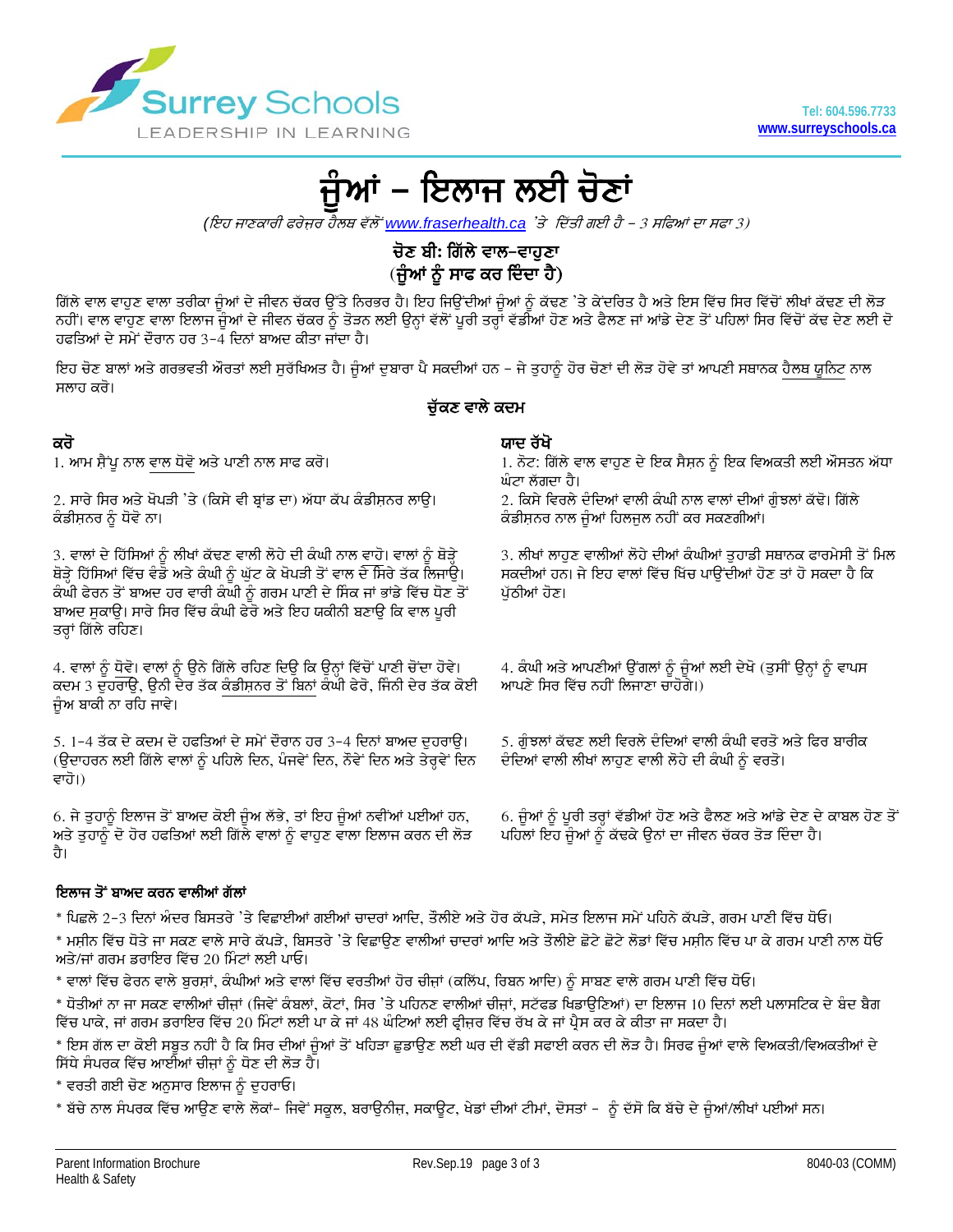# ਜੂੰਆਂ – ਇਲਾਜ ਲਈ ਚੋਣਾਂ

*(ਇਹ ਜਾਣਕਾਰੀ ਫਰੇਜ਼ਰ ਹੈਲਥ ਵੱਲੋਂ www.fraserhealth.ca 'ਤੇ ਦਿੱਤੀ ਗਈ ਹੈ – 3 ਸਫਿਆਂ ਦਾ ਸਫਾ 3)*

## ਚੋਣ ਬੀ: ਗਿੱਲੇ ਵਾਲ-ਵਾਹੁਣਾ
## (ਜੂੰਆਂ ਨੂੰ ਸਾਫ ਕਰ ਦਿੰਦਾ ਹੈ)

ਗਿੱਲੇ ਵਾਲ ਵਾਹੁਣ ਵਾਲਾ ਤਰੀਕਾ ਜੂੰਆਂ ਦੇ ਜੀਵਨ ਚੱਕਰ ਉੱਤੇ ਨਿਰਭਰ ਹੈ। ਇਹ ਜਿਉਂਦੀਆਂ ਜੂੰਆਂ ਨੂੰ ਕੱਢਣ 'ਤੇ ਕੇਂਦਰਿਤ ਹੈ ਅਤੇ ਇਸ ਵਿੱਚ ਸਿਰ ਵਿੱਚੋਂ ਲੀਖਾਂ ਕੱਢਣ ਦੀ ਲੋੜ ਨਹੀਂ। ਵਾਲ ਵਾਹੁਣ ਵਾਲਾ ਇਲਾਜ ਜੂੰਆਂ ਦੇ ਜੀਵਨ ਚੱਕਰ ਨੂੰ ਤੋੜਨ ਲਈ ਉਨ੍ਹਾਂ ਵੱਲੋਂ ਪੂਰੀ ਤਰ੍ਹਾਂ ਵੱਡੀਆਂ ਹੋਣ ਅਤੇ ਫੈਲਣ ਜਾਂ ਆਂਡੇ ਦੇਣ ਤੋਂ ਪਹਿਲਾਂ ਸਿਰ ਵਿੱਚੋਂ ਕੱਢ ਦੇਣ ਲਈ ਦੋ ਹਫਤਿਆਂ ਦੇ ਸਮੇਂ ਦੌਰਾਨ ਹਰ 3-4 ਦਿਨਾਂ ਬਾਅਦ ਕੀਤਾ ਜਾਂਦਾ ਹੈ।

ਇਹ ਚੋਣ ਬਾਲਾਂ ਅਤੇ ਗਰਭਵਤੀ ਔਰਤਾਂ ਲਈ ਸੁਰੱਖਿਅਤ ਹੈ। ਜੂੰਆਂ ਦੁਬਾਰਾ ਪੈ ਸਕਦੀਆਂ ਹਨ – ਜੇ ਤੁਹਾਨੂੰ ਹੋਰ ਚੋਣਾਂ ਦੀ ਲੋੜ ਹੋਵੇ ਤਾਂ ਆਪਣੀ ਸਥਾਨਕ ਹੈਲਥ ਯੂਨਿਟ ਨਾਲ ਸਲਾਹ ਕਰੋ।

### ਚੁੱਕਣ ਵਾਲੇ ਕਦਮ

| ਕਰੋ | ਯਾਦ ਰੱਖੋ |
|---|---|
| 1. ਆਮ ਸ਼ੈਂਪੂ ਨਾਲ ਵਾਲ ਧੋਵੋ ਅਤੇ ਪਾਣੀ ਨਾਲ ਸਾਫ ਕਰੋ। | 1. ਨੋਟ: ਗਿੱਲੇ ਵਾਲ ਵਾਹੁਣ ਦੇ ਇਕ ਸੈਸ਼ਨ ਨੂੰ ਇਕ ਵਿਅਕਤੀ ਲਈ ਔਸਤਨ ਅੱਧਾ ਘੰਟਾ ਲੱਗਦਾ ਹੈ। |
| 2. ਸਾਰੇ ਸਿਰ ਅਤੇ ਖੋਪੜੀ 'ਤੇ (ਕਿਸੇ ਵੀ ਬ੍ਰਾਂਡ ਦਾ) ਅੱਧਾ ਕੱਪ ਕੰਡੀਸ਼ਨਰ ਲਾਉ। ਕੰਡੀਸ਼ਨਰ ਨੂੰ ਧੋਵੋ ਨਾ। | 2. ਕਿਸੇ ਵਿਰਲੇ ਦੰਦਿਆਂ ਵਾਲੀ ਕੰਘੀ ਨਾਲ ਵਾਲਾਂ ਦੀਆਂ ਗੁੰਝਲਾਂ ਕੱਢੋ। ਗਿੱਲੇ ਕੰਡੀਸ਼ਨਰ ਨਾਲ ਜੂੰਆਂ ਹਿਲਜੁਲ ਨਹੀਂ ਕਰ ਸਕਣਗੀਆਂ। |
| 3. ਵਾਲਾਂ ਦੇ ਹਿੱਸਿਆਂ ਨੂੰ ਲੀਖਾਂ ਕੱਢਣ ਵਾਲੀ ਲੋਹੇ ਦੀ ਕੰਘੀ ਨਾਲ ਵਾਹੋ। ਵਾਲਾਂ ਨੂੰ ਥੋੜ੍ਹੇ ਥੋੜ੍ਹੇ ਹਿੱਸਿਆਂ ਵਿੱਚ ਵੰਡੋ ਅਤੇ ਕੰਘੀ ਨੂੰ ਘੁੱਟ ਕੇ ਖੋਪੜੀ ਤੋਂ ਵਾਲ ਦੇ ਸਿਰੇ ਤੱਕ ਲਿਜਾਉ। ਕੰਘੀ ਫੇਰਨ ਤੋਂ ਬਾਅਦ ਹਰ ਵਾਰੀ ਕੰਘੀ ਨੂੰ ਗਰਮ ਪਾਣੀ ਦੇ ਸਿੰਕ ਜਾਂ ਭਾਂਡੇ ਵਿੱਚ ਧੋਣ ਤੋਂ ਬਾਅਦ ਸੁਕਾਉ। ਸਾਰੇ ਸਿਰ ਵਿੱਚ ਕੰਘੀ ਫੇਰੋ ਅਤੇ ਇਹ ਯਕੀਨੀ ਬਣਾਉ ਕਿ ਵਾਲ ਪੂਰੀ ਤਰ੍ਹਾਂ ਗਿੱਲੇ ਰਹਿਣ। | 3. ਲੀਖਾਂ ਲਾਹੁਣ ਵਾਲੀਆਂ ਲੋਹੇ ਦੀਆਂ ਕੰਘੀਆਂ ਤੁਹਾਡੀ ਸਥਾਨਕ ਫਾਰਮੇਸੀ ਤੋਂ ਮਿਲ ਸਕਦੀਆਂ ਹਨ। ਜੇ ਇਹ ਵਾਲਾਂ ਵਿੱਚ ਖਿੱਚ ਪਾਉਂਦੀਆਂ ਹੋਣ ਤਾਂ ਹੋ ਸਕਦਾ ਹੈ ਕਿ ਪੁੱਠੀਆਂ ਹੋਣ। |
| 4. ਵਾਲਾਂ ਨੂੰ ਧੋਵੋ। ਵਾਲਾਂ ਨੂੰ ਉਨੇ ਗਿੱਲੇ ਰਹਿਣ ਦਿਉ ਕਿ ਉਨ੍ਹਾਂ ਵਿੱਚੋਂ ਪਾਣੀ ਚੋਂਦਾ ਹੋਵੇ। ਕਦਮ 3 ਦੁਹਰਾਉ, ਉਨੀ ਦੇਰ ਤੱਕ ਕੰਡੀਸ਼ਨਰ ਤੋਂ ਬਿਨਾਂ ਕੰਘੀ ਫੇਰੋ, ਜਿੰਨੀ ਦੇਰ ਤੱਕ ਕੋਈ ਜੂੰਅ ਬਾਕੀ ਨਾ ਰਹਿ ਜਾਵੇ। | 4. ਕੰਘੀ ਅਤੇ ਆਪਣੀਆਂ ਉਂਗਲਾਂ ਨੂੰ ਜੂੰਆਂ ਲਈ ਦੇਖੋ (ਤੁਸੀਂ ਉਨ੍ਹਾਂ ਨੂੰ ਵਾਪਸ ਆਪਣੇ ਸਿਰ ਵਿੱਚ ਨਹੀਂ ਲਿਜਾਣਾ ਚਾਹੋਗੇ।) |
| 5. 1-4 ਤੱਕ ਦੇ ਕਦਮ ਦੋ ਹਫਤਿਆਂ ਦੇ ਸਮੇਂ ਦੌਰਾਨ ਹਰ 3-4 ਦਿਨਾਂ ਬਾਅਦ ਦੁਹਰਾਉ। (ਉਦਾਹਰਨ ਲਈ ਗਿੱਲੇ ਵਾਲਾਂ ਨੂੰ ਪਹਿਲੇ ਦਿਨ, ਪੰਜਵੇਂ ਦਿਨ, ਨੌਵੇਂ ਦਿਨ ਅਤੇ ਤੇਰ੍ਹਵੇਂ ਦਿਨ ਵਾਹੋ।) | 5. ਗੁੰਝਲਾਂ ਕੱਢਣ ਲਈ ਵਿਰਲੇ ਦੰਦਿਆਂ ਵਾਲੀ ਕੰਘੀ ਵਰਤੋ ਅਤੇ ਫਿਰ ਬਾਰੀਕ ਦੰਦਿਆਂ ਵਾਲੀ ਲੀਖਾਂ ਲਾਹੁਣ ਵਾਲੀ ਲੋਹੇ ਦੀ ਕੰਘੀ ਨੂੰ ਵਰਤੋ। |
| 6. ਜੇ ਤੁਹਾਨੂੰ ਇਲਾਜ ਤੋਂ ਬਾਅਦ ਕੋਈ ਜੂੰਅ ਲੱਭੇ, ਤਾਂ ਇਹ ਜੂੰਆਂ ਨਵੀਆਂ ਪਈਆਂ ਹਨ, ਅਤੇ ਤੁਹਾਨੂੰ ਦੋ ਹੋਰ ਹਫਤਿਆਂ ਲਈ ਗਿੱਲੇ ਵਾਲਾਂ ਨੂੰ ਵਾਹੁਣ ਵਾਲਾ ਇਲਾਜ ਕਰਨ ਦੀ ਲੋੜ ਹੈ। | 6. ਜੂੰਆਂ ਨੂੰ ਪੂਰੀ ਤਰ੍ਹਾਂ ਵੱਡੀਆਂ ਹੋਣ ਅਤੇ ਫੈਲਣ ਅਤੇ ਆਂਡੇ ਦੇਣ ਦੇ ਕਾਬਲ ਹੋਣ ਤੋਂ ਪਹਿਲਾਂ ਇਹ ਜੂੰਆਂ ਨੂੰ ਕੱਢਕੇ ਉਨ੍ਹਾਂ ਦਾ ਜੀਵਨ ਚੱਕਰ ਤੋੜ ਦਿੰਦਾ ਹੈ। |

### ਇਲਾਜ ਤੋਂ ਬਾਅਦ ਕਰਨ ਵਾਲੀਆਂ ਗੱਲਾਂ

* ਪਿਛਲੇ 2-3 ਦਿਨਾਂ ਅੰਦਰ ਬਿਸਤਰੇ 'ਤੇ ਵਿਛਾਈਆਂ ਗਈਆਂ ਚਾਦਰਾਂ ਆਦਿ, ਤੌਲੀਏ ਅਤੇ ਹੋਰ ਕੱਪੜੇ, ਸਮੇਤ ਇਲਾਜ ਸਮੇਂ ਪਹਿਨੇ ਕੱਪੜੇ, ਗਰਮ ਪਾਣੀ ਵਿੱਚ ਧੋਓ।
* ਮਸ਼ੀਨ ਵਿੱਚ ਧੋਤੇ ਜਾ ਸਕਣ ਵਾਲੇ ਸਾਰੇ ਕੱਪੜੇ, ਬਿਸਤਰੇ 'ਤੇ ਵਿਛਾਉਣ ਵਾਲੀਆਂ ਚਾਦਰਾਂ ਆਦਿ ਅਤੇ ਤੌਲੀਏ ਛੋਟੇ ਛੋਟੇ ਲੋਡਾਂ ਵਿੱਚ ਮਸ਼ੀਨ ਵਿੱਚ ਪਾ ਕੇ ਗਰਮ ਪਾਣੀ ਨਾਲ ਧੋਓ ਅਤੇ/ਜਾਂ ਗਰਮ ਡਰਾਇਰ ਵਿੱਚ 20 ਮਿੰਟਾਂ ਲਈ ਪਾਓ।
* ਵਾਲਾਂ ਵਿੱਚ ਫੇਰਨ ਵਾਲੇ ਬੁਰਸ਼ਾਂ, ਕੰਘੀਆਂ ਅਤੇ ਵਾਲਾਂ ਵਿੱਚ ਵਰਤੀਆਂ ਹੋਰ ਚੀਜ਼ਾਂ (ਕਲਿੱਪ, ਰਿਬਨ ਆਦਿ) ਨੂੰ ਸਾਬਣ ਵਾਲੇ ਗਰਮ ਪਾਣੀ ਵਿੱਚ ਧੋਓ।
* ਧੋਤੀਆਂ ਨਾ ਜਾ ਸਕਣ ਵਾਲੀਆਂ ਚੀਜ਼ਾਂ (ਜਿਵੇਂ ਕੰਬਲਾਂ, ਕੋਟਾਂ, ਸਿਰ 'ਤੇ ਪਹਿਨਣ ਵਾਲੀਆਂ ਚੀਜ਼ਾਂ, ਸਟੱਫਡ ਖਿਡਾਉਣਿਆਂ) ਦਾ ਇਲਾਜ 10 ਦਿਨਾਂ ਲਈ ਪਲਾਸਟਿਕ ਦੇ ਬੰਦ ਬੈਗ ਵਿੱਚ ਪਾਕੇ, ਜਾਂ ਗਰਮ ਡਰਾਇਰ ਵਿੱਚ 20 ਮਿੰਟਾਂ ਲਈ ਪਾ ਕੇ ਜਾਂ 48 ਘੰਟਿਆਂ ਲਈ ਫ੍ਰੀਜ਼ਰ ਵਿੱਚ ਰੱਖ ਕੇ ਜਾਂ ਪ੍ਰੈਸ ਕਰ ਕੇ ਕੀਤਾ ਜਾ ਸਕਦਾ ਹੈ।
* ਇਸ ਗੱਲ ਦਾ ਕੋਈ ਸਬੂਤ ਨਹੀਂ ਹੈ ਕਿ ਸਿਰ ਦੀਆਂ ਜੂੰਆਂ ਤੋਂ ਖਹਿੜਾ ਛੁਡਾਉਣ ਲਈ ਘਰ ਦੀ ਵੱਡੀ ਸਫਾਈ ਕਰਨ ਦੀ ਲੋੜ ਹੈ। ਸਿਰਫ ਜੂੰਆਂ ਵਾਲੇ ਵਿਅਕਤੀ/ਵਿਅਕਤੀਆਂ ਦੇ ਸਿੱਧੇ ਸੰਪਰਕ ਵਿੱਚ ਆਈਆਂ ਚੀਜ਼ਾਂ ਨੂੰ ਧੋਣ ਦੀ ਲੋੜ ਹੈ।
* ਵਰਤੀ ਗਈ ਚੋਣ ਅਨੁਸਾਰ ਇਲਾਜ ਨੂੰ ਦੁਹਰਾਓ।
* ਬੱਚੇ ਨਾਲ ਸੰਪਰਕ ਵਿੱਚ ਆਉਣ ਵਾਲੇ ਲੋਕਾਂ- ਜਿਵੇਂ ਸਕੂਲ, ਬਰਾਉਨੀਜ਼, ਸਕਾਊਟ, ਖੇਡਾਂ ਦੀਆਂ ਟੀਮਾਂ, ਦੋਸਤਾਂ – ਨੂੰ ਦੱਸੋ ਕਿ ਬੱਚੇ ਦੇ ਜੂੰਆਂ/ਲੀਖਾਂ ਪਈਆਂ ਸਨ।

Parent Information Brochure
Health & Safety

Rev.Sep.19

8040-03 (COMM)